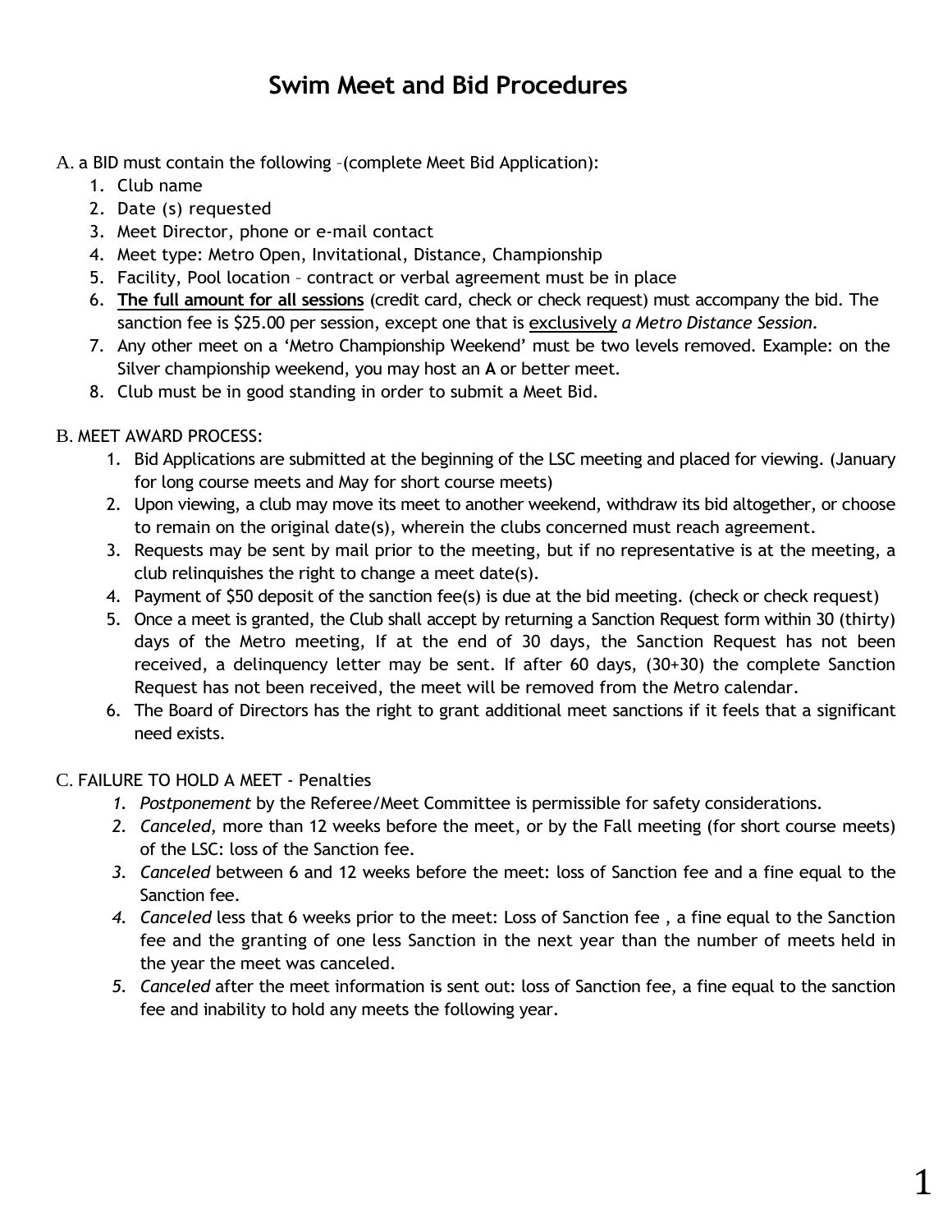# Swim Meet and Bid Procedures

A. a BID must contain the following –(complete Meet Bid Application):

1. Club name
2. Date (s) requested
3. Meet Director, phone or e-mail contact
4. Meet type: Metro Open, Invitational, Distance, Championship
5. Facility, Pool location – contract or verbal agreement must be in place
6. **<u>The full amount for all sessions</u>** (credit card, check or check request) must accompany the bid. The sanction fee is $25.00 per session, except one that is <u>exclusively</u> *a Metro Distance Session*.
7. Any other meet on a 'Metro Championship Weekend' must be two levels removed. Example: on the Silver championship weekend, you may host an **A** or better meet.
8. Club must be in good standing in order to submit a Meet Bid.

B. MEET AWARD PROCESS:

1. Bid Applications are submitted at the beginning of the LSC meeting and placed for viewing. (January for long course meets and May for short course meets)
2. Upon viewing, a club may move its meet to another weekend, withdraw its bid altogether, or choose to remain on the original date(s), wherein the clubs concerned must reach agreement.
3. Requests may be sent by mail prior to the meeting, but if no representative is at the meeting, a club relinquishes the right to change a meet date(s).
4. Payment of $50 deposit of the sanction fee(s) is due at the bid meeting. (check or check request)
5. Once a meet is granted, the Club shall accept by returning a Sanction Request form within 30 (thirty) days of the Metro meeting, If at the end of 30 days, the Sanction Request has not been received, a delinquency letter may be sent. If after 60 days, (30+30) the complete Sanction Request has not been received, the meet will be removed from the Metro calendar.
6. The Board of Directors has the right to grant additional meet sanctions if it feels that a significant need exists.

C. FAILURE TO HOLD A MEET - Penalties

1. *Postponement* by the Referee/Meet Committee is permissible for safety considerations.
2. *Canceled*, more than 12 weeks before the meet, or by the Fall meeting (for short course meets) of the LSC: loss of the Sanction fee.
3. *Canceled* between 6 and 12 weeks before the meet: loss of Sanction fee and a fine equal to the Sanction fee.
4. *Canceled* less that 6 weeks prior to the meet: Loss of Sanction fee , a fine equal to the Sanction fee and the granting of one less Sanction in the next year than the number of meets held in the year the meet was canceled.
5. *Canceled* after the meet information is sent out: loss of Sanction fee, a fine equal to the sanction fee and inability to hold any meets the following year.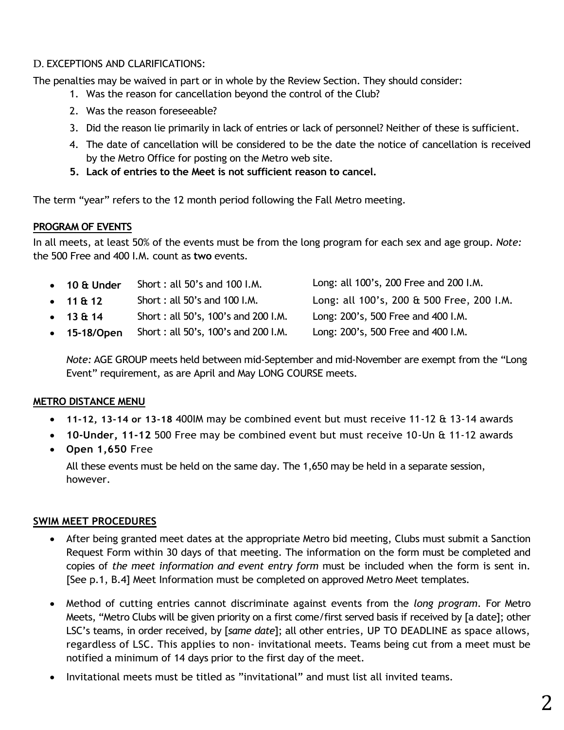D. EXCEPTIONS AND CLARIFICATIONS:

The penalties may be waived in part or in whole by the Review Section. They should consider:

1. Was the reason for cancellation beyond the control of the Club?
2. Was the reason foreseeable?
3. Did the reason lie primarily in lack of entries or lack of personnel? Neither of these is sufficient.
4. The date of cancellation will be considered to be the date the notice of cancellation is received by the Metro Office for posting on the Metro web site.
5. **Lack of entries to the Meet is not sufficient reason to cancel.**

The term "year" refers to the 12 month period following the Fall Metro meeting.

## PROGRAM OF EVENTS

In all meets, at least 50% of the events must be from the long program for each sex and age group. *Note:* the 500 Free and 400 I.M. count as **two** events.

- **10 & Under** Short : all 50's and 100 I.M. Long: all 100's, 200 Free and 200 I.M.
- **11 & 12** Short : all 50's and 100 I.M. Long: all 100's, 200 & 500 Free, 200 I.M.
- **13 & 14** Short : all 50's, 100's and 200 I.M. Long: 200's, 500 Free and 400 I.M.
- **15-18/Open** Short : all 50's, 100's and 200 I.M. Long: 200's, 500 Free and 400 I.M.

*Note:* AGE GROUP meets held between mid-September and mid-November are exempt from the "Long Event" requirement, as are April and May LONG COURSE meets.

## METRO DISTANCE MENU

- **11-12, 13-14 or 13-18** 400IM may be combined event but must receive 11-12 & 13-14 awards
- **10-Under, 11-12** 500 Free may be combined event but must receive 10-Un & 11-12 awards
- **Open 1,650** Free

  All these events must be held on the same day. The 1,650 may be held in a separate session, however.

## SWIM MEET PROCEDURES

- After being granted meet dates at the appropriate Metro bid meeting, Clubs must submit a Sanction Request Form within 30 days of that meeting. The information on the form must be completed and copies of *the meet information and event entry form* must be included when the form is sent in. [See p.1, B.4] Meet Information must be completed on approved Metro Meet templates.
- Method of cutting entries cannot discriminate against events from the *long program*. For Metro Meets, "Metro Clubs will be given priority on a first come/first served basis if received by [a date]; other LSC's teams, in order received, by [*same date*]; all other entries, UP TO DEADLINE as space allows, regardless of LSC. This applies to non- invitational meets. Teams being cut from a meet must be notified a minimum of 14 days prior to the first day of the meet.
- Invitational meets must be titled as "invitational" and must list all invited teams.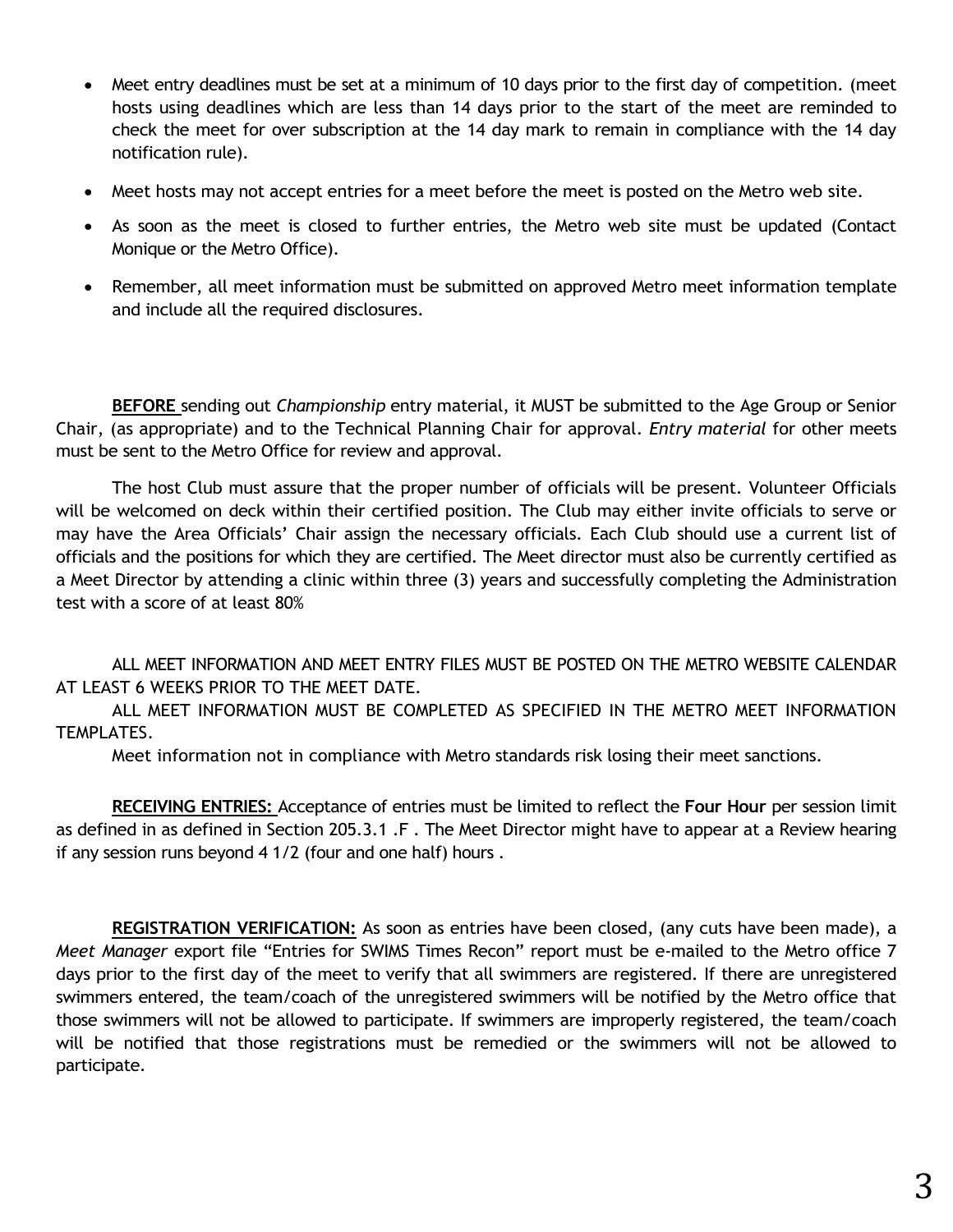- Meet entry deadlines must be set at a minimum of 10 days prior to the first day of competition. (meet hosts using deadlines which are less than 14 days prior to the start of the meet are reminded to check the meet for over subscription at the 14 day mark to remain in compliance with the 14 day notification rule).
- Meet hosts may not accept entries for a meet before the meet is posted on the Metro web site.
- As soon as the meet is closed to further entries, the Metro web site must be updated (Contact Monique or the Metro Office).
- Remember, all meet information must be submitted on approved Metro meet information template and include all the required disclosures.

**BEFORE** sending out *Championship* entry material, it MUST be submitted to the Age Group or Senior Chair, (as appropriate) and to the Technical Planning Chair for approval. *Entry material* for other meets must be sent to the Metro Office for review and approval.

The host Club must assure that the proper number of officials will be present. Volunteer Officials will be welcomed on deck within their certified position. The Club may either invite officials to serve or may have the Area Officials' Chair assign the necessary officials. Each Club should use a current list of officials and the positions for which they are certified. The Meet director must also be currently certified as a Meet Director by attending a clinic within three (3) years and successfully completing the Administration test with a score of at least 80%

ALL MEET INFORMATION AND MEET ENTRY FILES MUST BE POSTED ON THE METRO WEBSITE CALENDAR AT LEAST 6 WEEKS PRIOR TO THE MEET DATE.

ALL MEET INFORMATION MUST BE COMPLETED AS SPECIFIED IN THE METRO MEET INFORMATION TEMPLATES.

Meet information not in compliance with Metro standards risk losing their meet sanctions.

**RECEIVING ENTRIES:** Acceptance of entries must be limited to reflect the **Four Hour** per session limit as defined in as defined in Section 205.3.1 .F . The Meet Director might have to appear at a Review hearing if any session runs beyond 4 1/2 (four and one half) hours .

**REGISTRATION VERIFICATION:** As soon as entries have been closed, (any cuts have been made), a *Meet Manager* export file "Entries for SWIMS Times Recon" report must be e-mailed to the Metro office 7 days prior to the first day of the meet to verify that all swimmers are registered. If there are unregistered swimmers entered, the team/coach of the unregistered swimmers will be notified by the Metro office that those swimmers will not be allowed to participate. If swimmers are improperly registered, the team/coach will be notified that those registrations must be remedied or the swimmers will not be allowed to participate.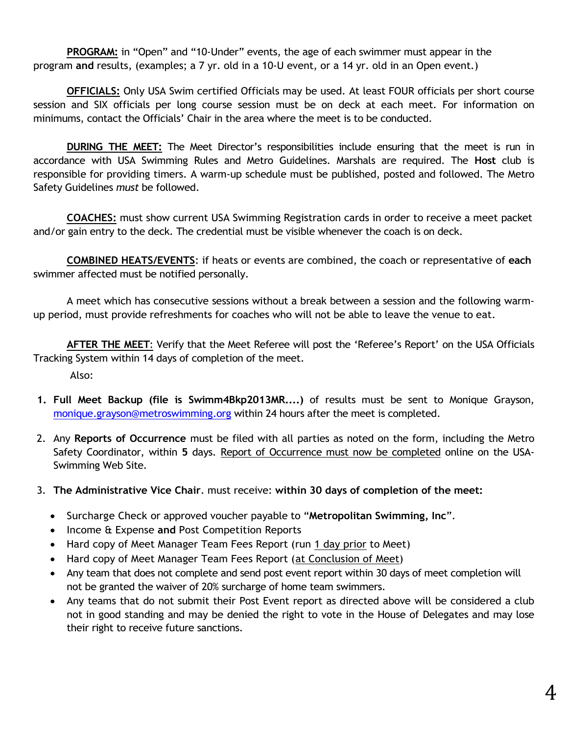**PROGRAM:** in “Open” and “10-Under” events, the age of each swimmer must appear in the program **and** results, (examples; a 7 yr. old in a 10-U event, or a 14 yr. old in an Open event.)

**OFFICIALS:** Only USA Swim certified Officials may be used. At least FOUR officials per short course session and SIX officials per long course session must be on deck at each meet. For information on minimums, contact the Officials’ Chair in the area where the meet is to be conducted.

**DURING THE MEET:** The Meet Director’s responsibilities include ensuring that the meet is run in accordance with USA Swimming Rules and Metro Guidelines. Marshals are required. The **Host** club is responsible for providing timers. A warm-up schedule must be published, posted and followed. The Metro Safety Guidelines *must* be followed.

**COACHES:** must show current USA Swimming Registration cards in order to receive a meet packet and/or gain entry to the deck. The credential must be visible whenever the coach is on deck.

**COMBINED HEATS/EVENTS**: if heats or events are combined, the coach or representative of **each** swimmer affected must be notified personally.

A meet which has consecutive sessions without a break between a session and the following warm-up period, must provide refreshments for coaches who will not be able to leave the venue to eat.

**AFTER THE MEET**: Verify that the Meet Referee will post the ‘Referee’s Report’ on the USA Officials Tracking System within 14 days of completion of the meet.

Also:

1. **Full Meet Backup (file is Swimm4Bkp2013MR....)** of results must be sent to Monique Grayson, monique.grayson@metroswimming.org within 24 hours after the meet is completed.
2. Any **Reports of Occurrence** must be filed with all parties as noted on the form, including the Metro Safety Coordinator, within **5** days. Report of Occurrence must now be completed online on the USA-Swimming Web Site.
3. **The Administrative Vice Chair**. must receive: **within 30 days of completion of the meet:**
   - Surcharge Check or approved voucher payable to “**Metropolitan Swimming, Inc**”.
   - Income & Expense **and** Post Competition Reports
   - Hard copy of Meet Manager Team Fees Report (run 1 day prior to Meet)
   - Hard copy of Meet Manager Team Fees Report (at Conclusion of Meet)
   - Any team that does not complete and send post event report within 30 days of meet completion will not be granted the waiver of 20% surcharge of home team swimmers.
   - Any teams that do not submit their Post Event report as directed above will be considered a club not in good standing and may be denied the right to vote in the House of Delegates and may lose their right to receive future sanctions.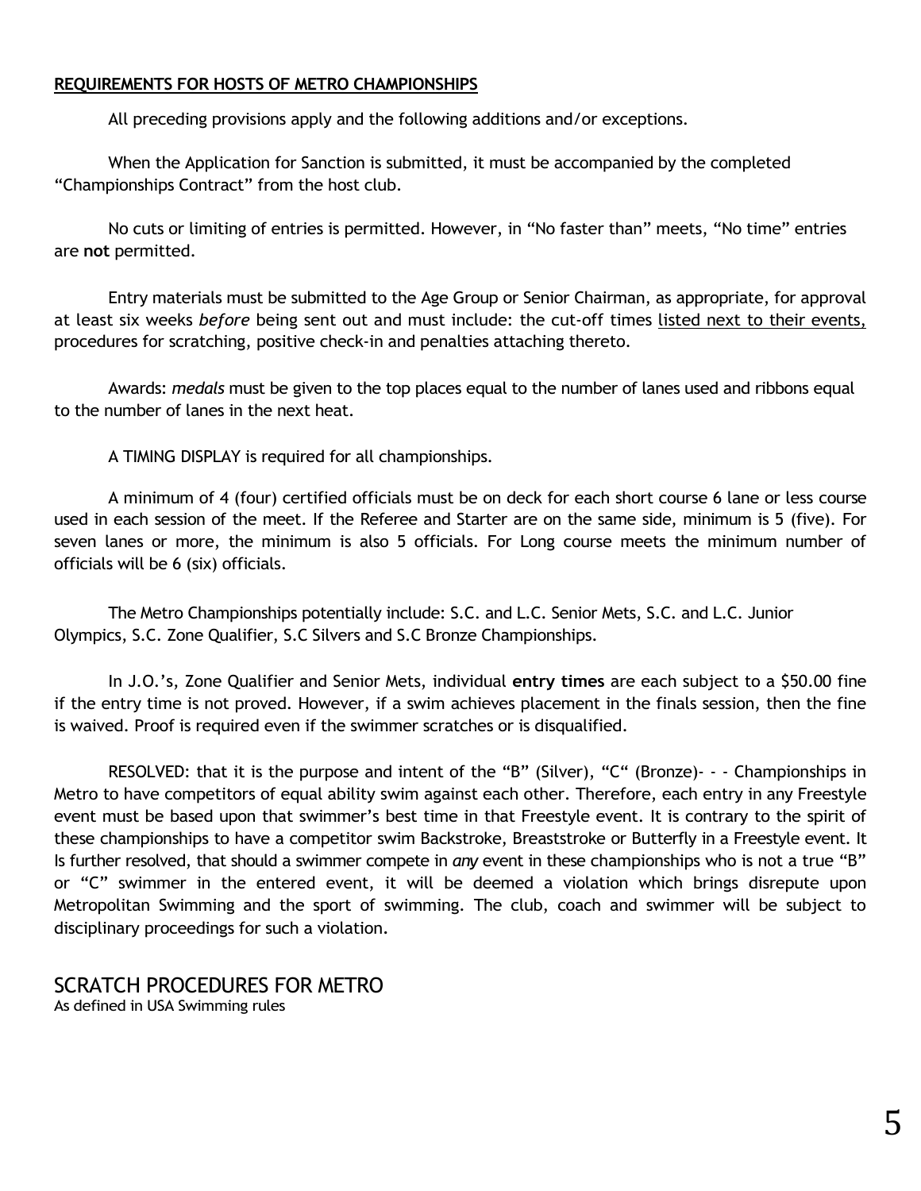## REQUIREMENTS FOR HOSTS OF METRO CHAMPIONSHIPS

All preceding provisions apply and the following additions and/or exceptions.

When the Application for Sanction is submitted, it must be accompanied by the completed "Championships Contract" from the host club.

No cuts or limiting of entries is permitted. However, in "No faster than" meets, "No time" entries are **not** permitted.

Entry materials must be submitted to the Age Group or Senior Chairman, as appropriate, for approval at least six weeks *before* being sent out and must include: the cut-off times listed next to their events, procedures for scratching, positive check-in and penalties attaching thereto.

Awards: *medals* must be given to the top places equal to the number of lanes used and ribbons equal to the number of lanes in the next heat.

A TIMING DISPLAY is required for all championships.

A minimum of 4 (four) certified officials must be on deck for each short course 6 lane or less course used in each session of the meet. If the Referee and Starter are on the same side, minimum is 5 (five). For seven lanes or more, the minimum is also 5 officials. For Long course meets the minimum number of officials will be 6 (six) officials.

The Metro Championships potentially include: S.C. and L.C. Senior Mets, S.C. and L.C. Junior Olympics, S.C. Zone Qualifier, S.C Silvers and S.C Bronze Championships.

In J.O.'s, Zone Qualifier and Senior Mets, individual **entry times** are each subject to a $50.00 fine if the entry time is not proved. However, if a swim achieves placement in the finals session, then the fine is waived. Proof is required even if the swimmer scratches or is disqualified.

RESOLVED: that it is the purpose and intent of the "B" (Silver), "C" (Bronze)- - - Championships in Metro to have competitors of equal ability swim against each other. Therefore, each entry in any Freestyle event must be based upon that swimmer's best time in that Freestyle event. It is contrary to the spirit of these championships to have a competitor swim Backstroke, Breaststroke or Butterfly in a Freestyle event. It Is further resolved, that should a swimmer compete in *any* event in these championships who is not a true "B" or "C" swimmer in the entered event, it will be deemed a violation which brings disrepute upon Metropolitan Swimming and the sport of swimming. The club, coach and swimmer will be subject to disciplinary proceedings for such a violation.

## SCRATCH PROCEDURES FOR METRO

As defined in USA Swimming rules